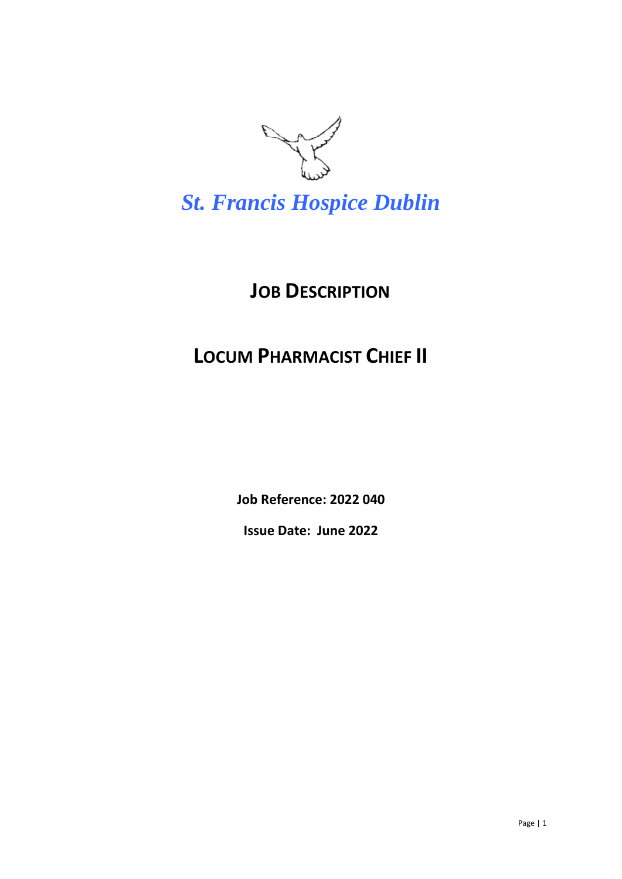*St. Francis Hospice Dublin*

# JOB DESCRIPTION

# LOCUM PHARMACIST CHIEF II

**Job Reference: 2022 040**

**Issue Date: June 2022**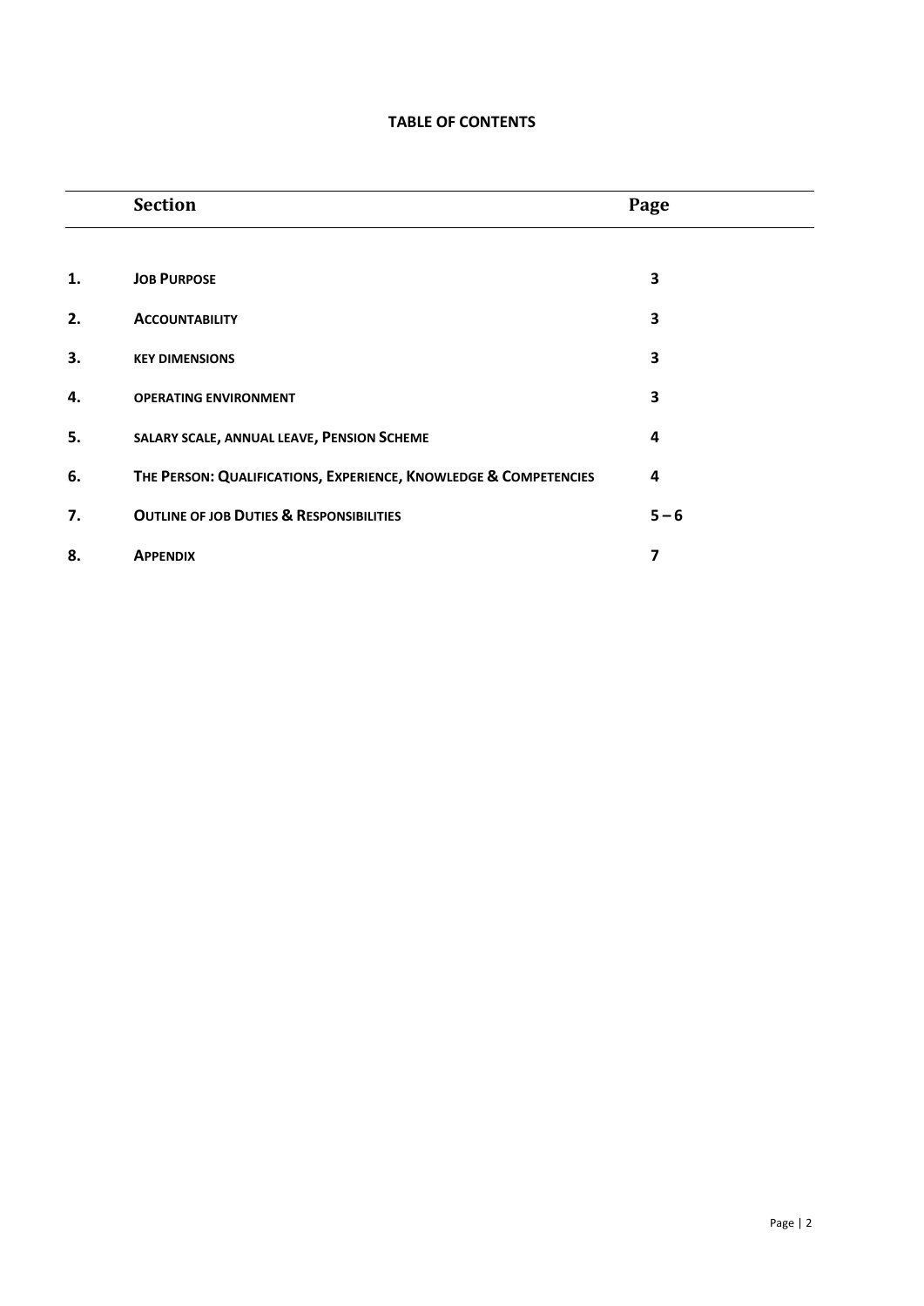**TABLE OF CONTENTS**

| | Section | Page |
|---|---|---|
| 1. | **JOB PURPOSE** | 3 |
| 2. | **ACCOUNTABILITY** | 3 |
| 3. | **KEY DIMENSIONS** | 3 |
| 4. | **OPERATING ENVIRONMENT** | 3 |
| 5. | **SALARY SCALE, ANNUAL LEAVE, PENSION SCHEME** | 4 |
| 6. | **THE PERSON: QUALIFICATIONS, EXPERIENCE, KNOWLEDGE & COMPETENCIES** | 4 |
| 7. | **OUTLINE OF JOB DUTIES & RESPONSIBILITIES** | 5 – 6 |
| 8. | **APPENDIX** | 7 |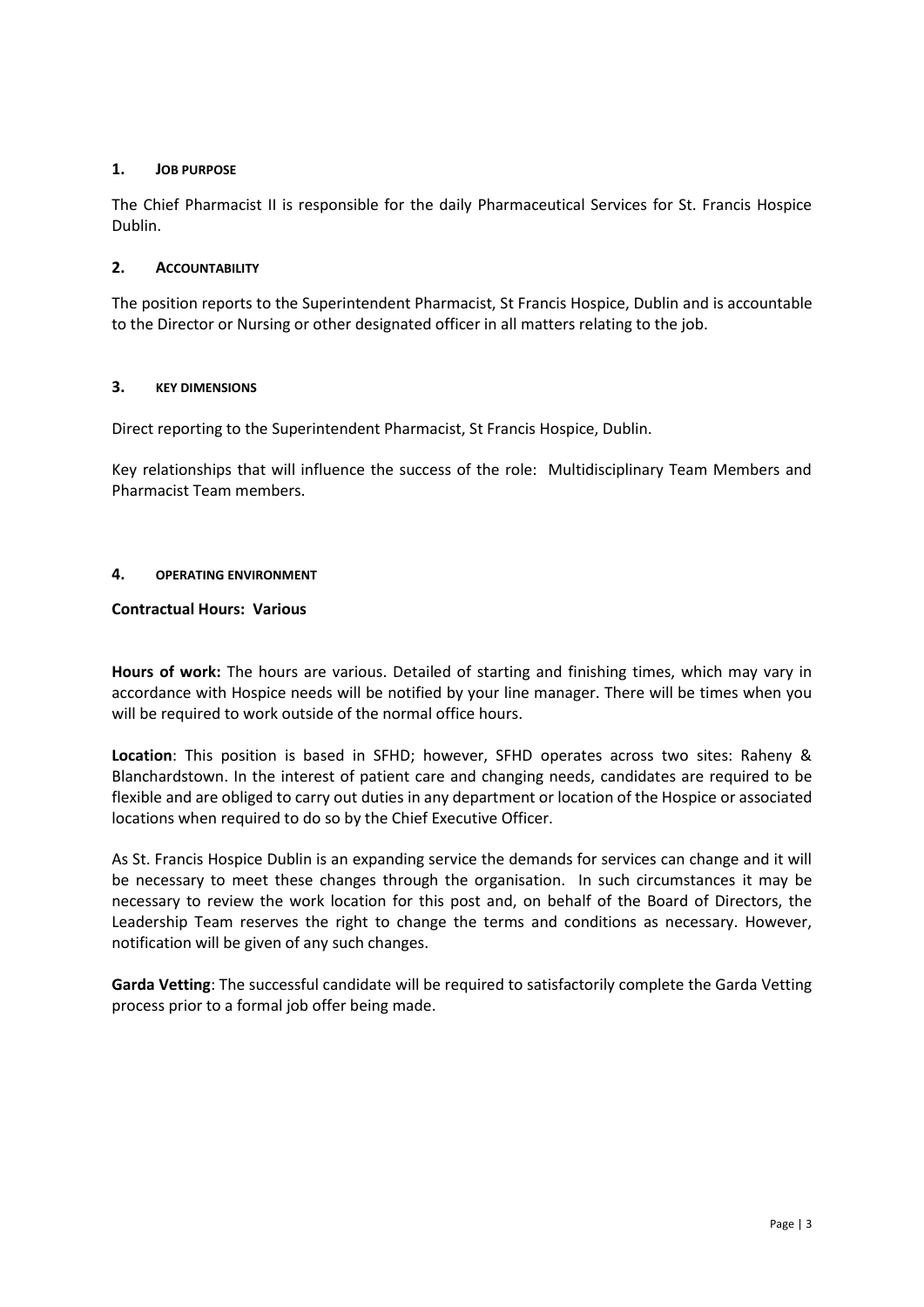## 1. JOB PURPOSE

The Chief Pharmacist II is responsible for the daily Pharmaceutical Services for St. Francis Hospice Dublin.

## 2. ACCOUNTABILITY

The position reports to the Superintendent Pharmacist, St Francis Hospice, Dublin and is accountable to the Director or Nursing or other designated officer in all matters relating to the job.

## 3. KEY DIMENSIONS

Direct reporting to the Superintendent Pharmacist, St Francis Hospice, Dublin.

Key relationships that will influence the success of the role: Multidisciplinary Team Members and Pharmacist Team members.

## 4. OPERATING ENVIRONMENT

**Contractual Hours: Various**

**Hours of work:** The hours are various. Detailed of starting and finishing times, which may vary in accordance with Hospice needs will be notified by your line manager. There will be times when you will be required to work outside of the normal office hours.

**Location**: This position is based in SFHD; however, SFHD operates across two sites: Raheny & Blanchardstown. In the interest of patient care and changing needs, candidates are required to be flexible and are obliged to carry out duties in any department or location of the Hospice or associated locations when required to do so by the Chief Executive Officer.

As St. Francis Hospice Dublin is an expanding service the demands for services can change and it will be necessary to meet these changes through the organisation. In such circumstances it may be necessary to review the work location for this post and, on behalf of the Board of Directors, the Leadership Team reserves the right to change the terms and conditions as necessary. However, notification will be given of any such changes.

**Garda Vetting**: The successful candidate will be required to satisfactorily complete the Garda Vetting process prior to a formal job offer being made.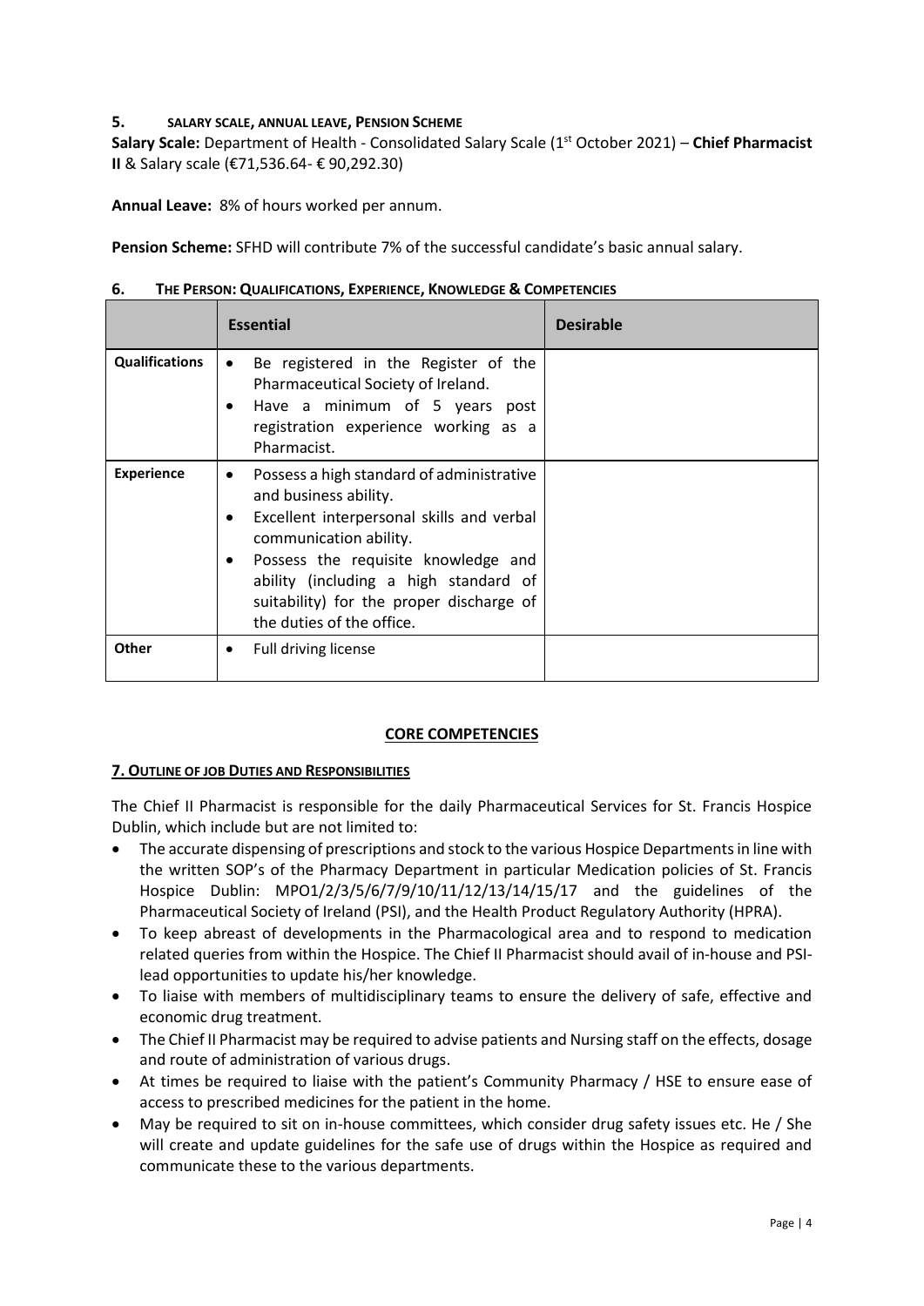## 5. SALARY SCALE, ANNUAL LEAVE, PENSION SCHEME

**Salary Scale:** Department of Health - Consolidated Salary Scale (1st October 2021) – **Chief Pharmacist II** & Salary scale (€71,536.64- € 90,292.30)

**Annual Leave:** 8% of hours worked per annum.

**Pension Scheme:** SFHD will contribute 7% of the successful candidate's basic annual salary.

## 6. THE PERSON: QUALIFICATIONS, EXPERIENCE, KNOWLEDGE & COMPETENCIES

| | Essential | Desirable |
|---|---|---|
| **Qualifications** | • Be registered in the Register of the Pharmaceutical Society of Ireland.<br>• Have a minimum of 5 years post registration experience working as a Pharmacist. | |
| **Experience** | • Possess a high standard of administrative and business ability.<br>• Excellent interpersonal skills and verbal communication ability.<br>• Possess the requisite knowledge and ability (including a high standard of suitability) for the proper discharge of the duties of the office. | |
| **Other** | • Full driving license | |

**CORE COMPETENCIES**

### 7. OUTLINE OF JOB DUTIES AND RESPONSIBILITIES

The Chief II Pharmacist is responsible for the daily Pharmaceutical Services for St. Francis Hospice Dublin, which include but are not limited to:

- The accurate dispensing of prescriptions and stock to the various Hospice Departments in line with the written SOP's of the Pharmacy Department in particular Medication policies of St. Francis Hospice Dublin: MPO1/2/3/5/6/7/9/10/11/12/13/14/15/17 and the guidelines of the Pharmaceutical Society of Ireland (PSI), and the Health Product Regulatory Authority (HPRA).
- To keep abreast of developments in the Pharmacological area and to respond to medication related queries from within the Hospice. The Chief II Pharmacist should avail of in-house and PSI-lead opportunities to update his/her knowledge.
- To liaise with members of multidisciplinary teams to ensure the delivery of safe, effective and economic drug treatment.
- The Chief II Pharmacist may be required to advise patients and Nursing staff on the effects, dosage and route of administration of various drugs.
- At times be required to liaise with the patient's Community Pharmacy / HSE to ensure ease of access to prescribed medicines for the patient in the home.
- May be required to sit on in-house committees, which consider drug safety issues etc. He / She will create and update guidelines for the safe use of drugs within the Hospice as required and communicate these to the various departments.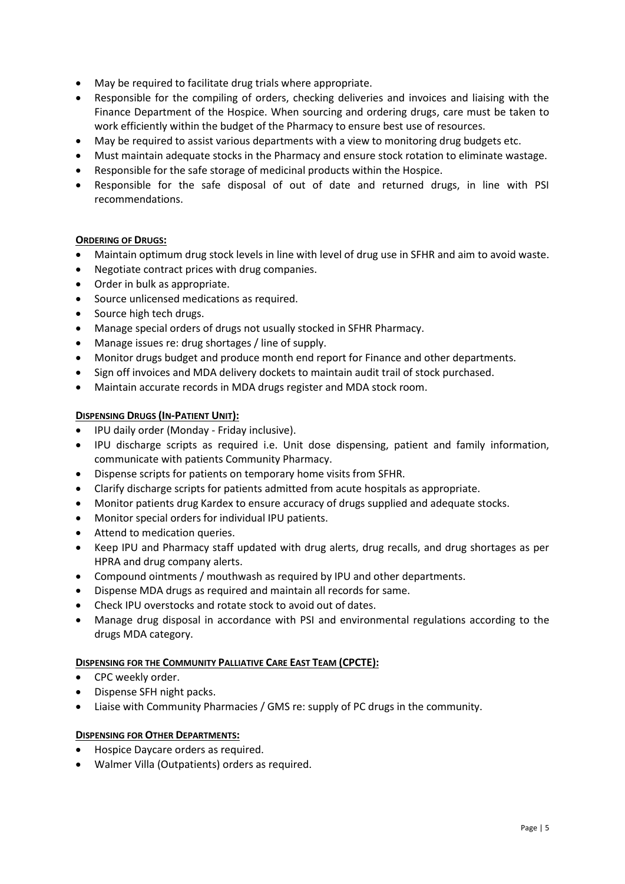- May be required to facilitate drug trials where appropriate.
- Responsible for the compiling of orders, checking deliveries and invoices and liaising with the Finance Department of the Hospice. When sourcing and ordering drugs, care must be taken to work efficiently within the budget of the Pharmacy to ensure best use of resources.
- May be required to assist various departments with a view to monitoring drug budgets etc.
- Must maintain adequate stocks in the Pharmacy and ensure stock rotation to eliminate wastage.
- Responsible for the safe storage of medicinal products within the Hospice.
- Responsible for the safe disposal of out of date and returned drugs, in line with PSI recommendations.

**ORDERING OF DRUGS:**

- Maintain optimum drug stock levels in line with level of drug use in SFHR and aim to avoid waste.
- Negotiate contract prices with drug companies.
- Order in bulk as appropriate.
- Source unlicensed medications as required.
- Source high tech drugs.
- Manage special orders of drugs not usually stocked in SFHR Pharmacy.
- Manage issues re: drug shortages / line of supply.
- Monitor drugs budget and produce month end report for Finance and other departments.
- Sign off invoices and MDA delivery dockets to maintain audit trail of stock purchased.
- Maintain accurate records in MDA drugs register and MDA stock room.

**DISPENSING DRUGS (IN-PATIENT UNIT):**

- IPU daily order (Monday - Friday inclusive).
- IPU discharge scripts as required i.e. Unit dose dispensing, patient and family information, communicate with patients Community Pharmacy.
- Dispense scripts for patients on temporary home visits from SFHR.
- Clarify discharge scripts for patients admitted from acute hospitals as appropriate.
- Monitor patients drug Kardex to ensure accuracy of drugs supplied and adequate stocks.
- Monitor special orders for individual IPU patients.
- Attend to medication queries.
- Keep IPU and Pharmacy staff updated with drug alerts, drug recalls, and drug shortages as per HPRA and drug company alerts.
- Compound ointments / mouthwash as required by IPU and other departments.
- Dispense MDA drugs as required and maintain all records for same.
- Check IPU overstocks and rotate stock to avoid out of dates.
- Manage drug disposal in accordance with PSI and environmental regulations according to the drugs MDA category.

**DISPENSING FOR THE COMMUNITY PALLIATIVE CARE EAST TEAM (CPCTE):**

- CPC weekly order.
- Dispense SFH night packs.
- Liaise with Community Pharmacies / GMS re: supply of PC drugs in the community.

**DISPENSING FOR OTHER DEPARTMENTS:**

- Hospice Daycare orders as required.
- Walmer Villa (Outpatients) orders as required.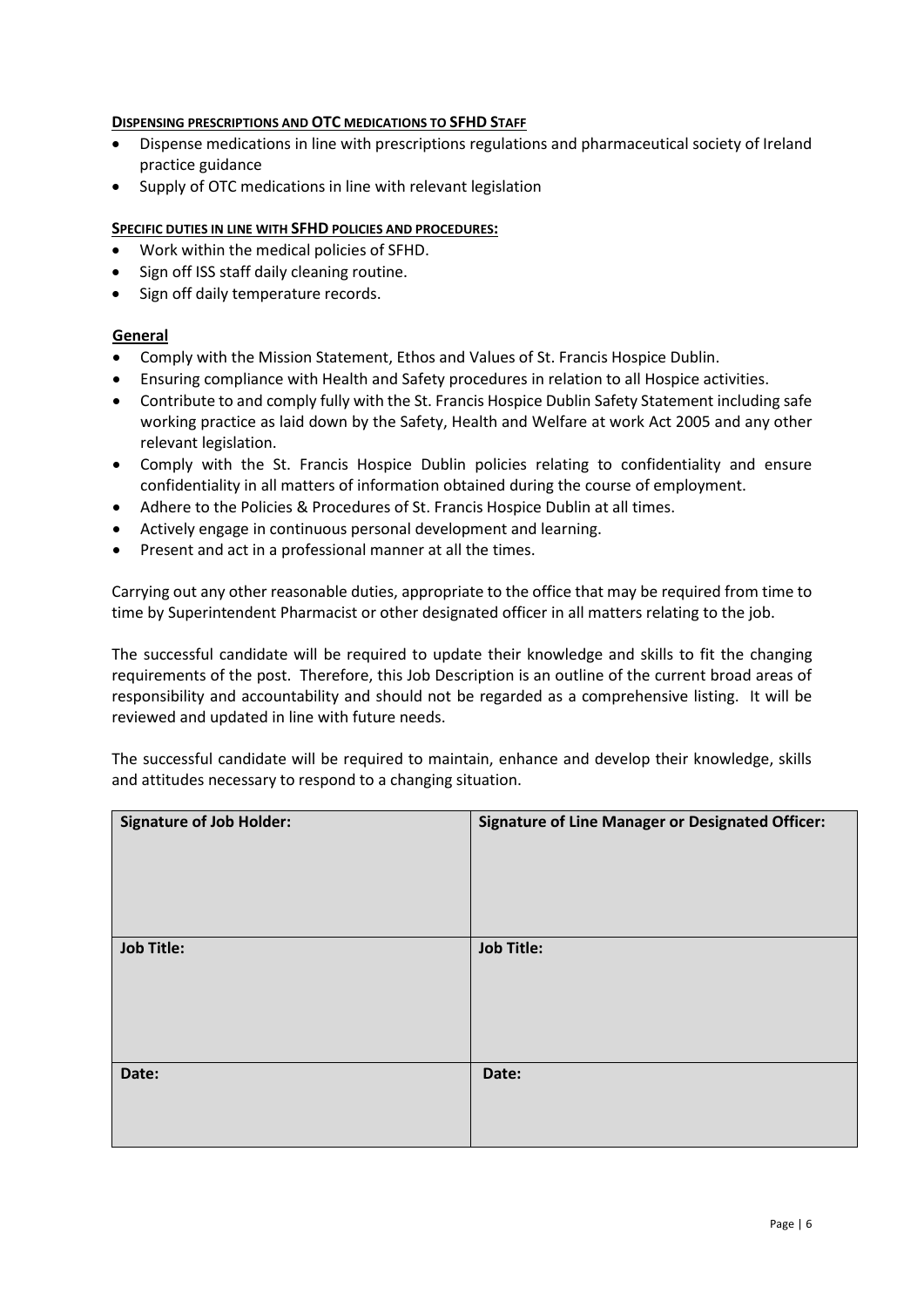**DISPENSING PRESCRIPTIONS AND OTC MEDICATIONS TO SFHD STAFF**

- Dispense medications in line with prescriptions regulations and pharmaceutical society of Ireland practice guidance
- Supply of OTC medications in line with relevant legislation

**SPECIFIC DUTIES IN LINE WITH SFHD POLICIES AND PROCEDURES:**

- Work within the medical policies of SFHD.
- Sign off ISS staff daily cleaning routine.
- Sign off daily temperature records.

**General**

- Comply with the Mission Statement, Ethos and Values of St. Francis Hospice Dublin.
- Ensuring compliance with Health and Safety procedures in relation to all Hospice activities.
- Contribute to and comply fully with the St. Francis Hospice Dublin Safety Statement including safe working practice as laid down by the Safety, Health and Welfare at work Act 2005 and any other relevant legislation.
- Comply with the St. Francis Hospice Dublin policies relating to confidentiality and ensure confidentiality in all matters of information obtained during the course of employment.
- Adhere to the Policies & Procedures of St. Francis Hospice Dublin at all times.
- Actively engage in continuous personal development and learning.
- Present and act in a professional manner at all the times.

Carrying out any other reasonable duties, appropriate to the office that may be required from time to time by Superintendent Pharmacist or other designated officer in all matters relating to the job.

The successful candidate will be required to update their knowledge and skills to fit the changing requirements of the post. Therefore, this Job Description is an outline of the current broad areas of responsibility and accountability and should not be regarded as a comprehensive listing. It will be reviewed and updated in line with future needs.

The successful candidate will be required to maintain, enhance and develop their knowledge, skills and attitudes necessary to respond to a changing situation.

| **Signature of Job Holder:** | **Signature of Line Manager or Designated Officer:** |
|---|---|
| **Job Title:** | **Job Title:** |
| **Date:** | **Date:** |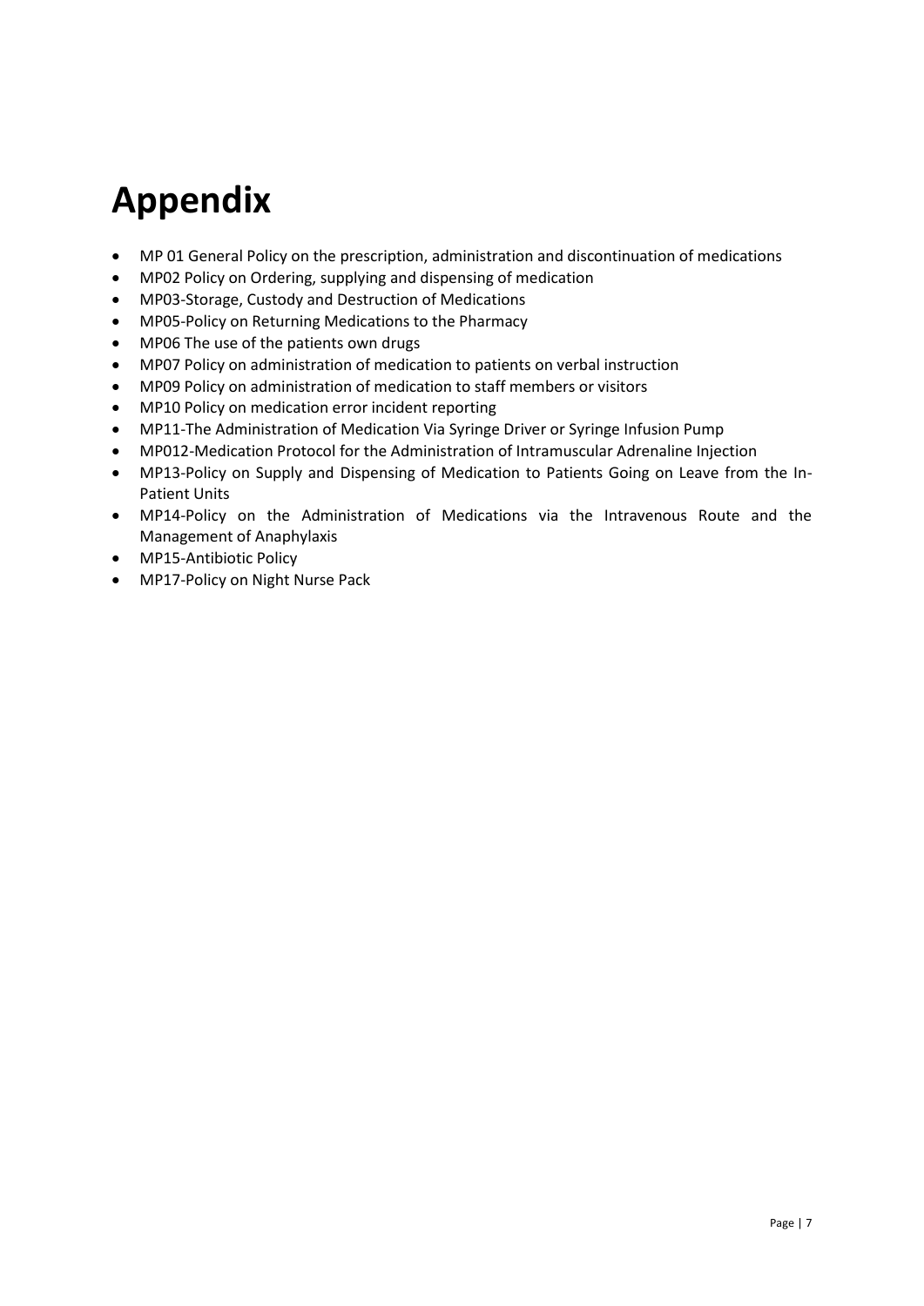# Appendix

- MP 01 General Policy on the prescription, administration and discontinuation of medications
- MP02 Policy on Ordering, supplying and dispensing of medication
- MP03-Storage, Custody and Destruction of Medications
- MP05-Policy on Returning Medications to the Pharmacy
- MP06 The use of the patients own drugs
- MP07 Policy on administration of medication to patients on verbal instruction
- MP09 Policy on administration of medication to staff members or visitors
- MP10 Policy on medication error incident reporting
- MP11-The Administration of Medication Via Syringe Driver or Syringe Infusion Pump
- MP012-Medication Protocol for the Administration of Intramuscular Adrenaline Injection
- MP13-Policy on Supply and Dispensing of Medication to Patients Going on Leave from the In-Patient Units
- MP14-Policy on the Administration of Medications via the Intravenous Route and the Management of Anaphylaxis
- MP15-Antibiotic Policy
- MP17-Policy on Night Nurse Pack